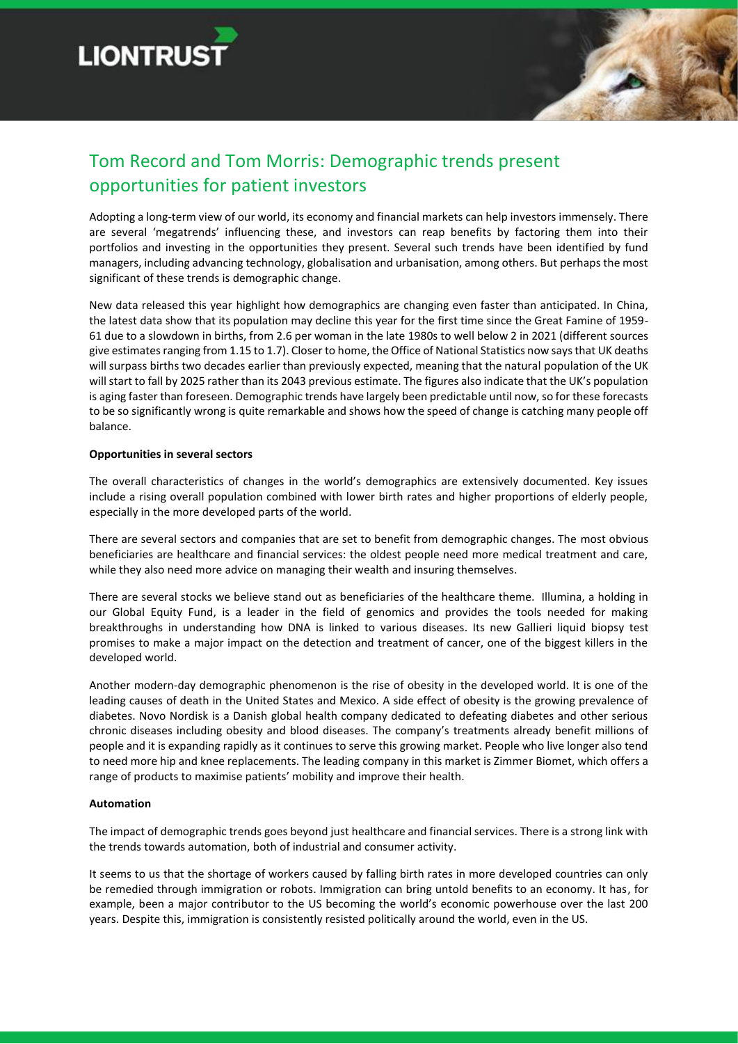# Tom Record and Tom Morris: Demographic trends present opportunities for patient investors

Adopting a long-term view of our world, its economy and financial markets can help investors immensely. There are several 'megatrends' influencing these, and investors can reap benefits by factoring them into their portfolios and investing in the opportunities they present. Several such trends have been identified by fund managers, including advancing technology, globalisation and urbanisation, among others. But perhaps the most significant of these trends is demographic change.

New data released this year highlight how demographics are changing even faster than anticipated. In China, the latest data show that its population may decline this year for the first time since the Great Famine of 1959-61 due to a slowdown in births, from 2.6 per woman in the late 1980s to well below 2 in 2021 (different sources give estimates ranging from 1.15 to 1.7). Closer to home, the Office of National Statistics now says that UK deaths will surpass births two decades earlier than previously expected, meaning that the natural population of the UK will start to fall by 2025 rather than its 2043 previous estimate. The figures also indicate that the UK's population is aging faster than foreseen. Demographic trends have largely been predictable until now, so for these forecasts to be so significantly wrong is quite remarkable and shows how the speed of change is catching many people off balance.

**Opportunities in several sectors**

The overall characteristics of changes in the world's demographics are extensively documented. Key issues include a rising overall population combined with lower birth rates and higher proportions of elderly people, especially in the more developed parts of the world.

There are several sectors and companies that are set to benefit from demographic changes. The most obvious beneficiaries are healthcare and financial services: the oldest people need more medical treatment and care, while they also need more advice on managing their wealth and insuring themselves.

There are several stocks we believe stand out as beneficiaries of the healthcare theme. Illumina, a holding in our Global Equity Fund, is a leader in the field of genomics and provides the tools needed for making breakthroughs in understanding how DNA is linked to various diseases. Its new Gallieri liquid biopsy test promises to make a major impact on the detection and treatment of cancer, one of the biggest killers in the developed world.

Another modern-day demographic phenomenon is the rise of obesity in the developed world. It is one of the leading causes of death in the United States and Mexico. A side effect of obesity is the growing prevalence of diabetes. Novo Nordisk is a Danish global health company dedicated to defeating diabetes and other serious chronic diseases including obesity and blood diseases. The company's treatments already benefit millions of people and it is expanding rapidly as it continues to serve this growing market. People who live longer also tend to need more hip and knee replacements. The leading company in this market is Zimmer Biomet, which offers a range of products to maximise patients' mobility and improve their health.

**Automation**

The impact of demographic trends goes beyond just healthcare and financial services. There is a strong link with the trends towards automation, both of industrial and consumer activity.

It seems to us that the shortage of workers caused by falling birth rates in more developed countries can only be remedied through immigration or robots. Immigration can bring untold benefits to an economy. It has, for example, been a major contributor to the US becoming the world's economic powerhouse over the last 200 years. Despite this, immigration is consistently resisted politically around the world, even in the US.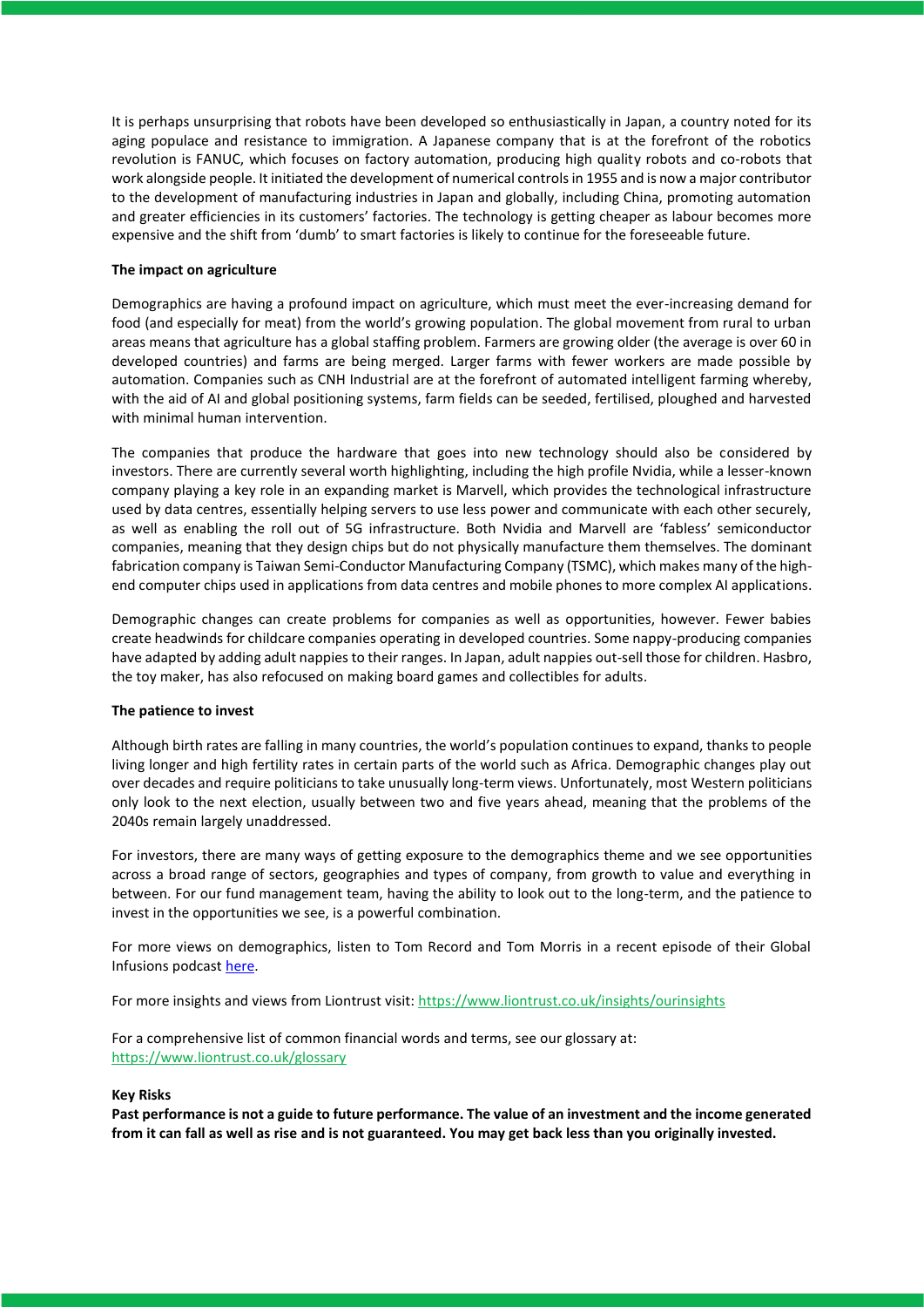It is perhaps unsurprising that robots have been developed so enthusiastically in Japan, a country noted for its aging populace and resistance to immigration. A Japanese company that is at the forefront of the robotics revolution is FANUC, which focuses on factory automation, producing high quality robots and co-robots that work alongside people. It initiated the development of numerical controls in 1955 and is now a major contributor to the development of manufacturing industries in Japan and globally, including China, promoting automation and greater efficiencies in its customers' factories. The technology is getting cheaper as labour becomes more expensive and the shift from 'dumb' to smart factories is likely to continue for the foreseeable future.

**The impact on agriculture**

Demographics are having a profound impact on agriculture, which must meet the ever-increasing demand for food (and especially for meat) from the world's growing population. The global movement from rural to urban areas means that agriculture has a global staffing problem. Farmers are growing older (the average is over 60 in developed countries) and farms are being merged. Larger farms with fewer workers are made possible by automation. Companies such as CNH Industrial are at the forefront of automated intelligent farming whereby, with the aid of AI and global positioning systems, farm fields can be seeded, fertilised, ploughed and harvested with minimal human intervention.

The companies that produce the hardware that goes into new technology should also be considered by investors. There are currently several worth highlighting, including the high profile Nvidia, while a lesser-known company playing a key role in an expanding market is Marvell, which provides the technological infrastructure used by data centres, essentially helping servers to use less power and communicate with each other securely, as well as enabling the roll out of 5G infrastructure. Both Nvidia and Marvell are 'fabless' semiconductor companies, meaning that they design chips but do not physically manufacture them themselves. The dominant fabrication company is Taiwan Semi-Conductor Manufacturing Company (TSMC), which makes many of the high-end computer chips used in applications from data centres and mobile phones to more complex AI applications.

Demographic changes can create problems for companies as well as opportunities, however. Fewer babies create headwinds for childcare companies operating in developed countries. Some nappy-producing companies have adapted by adding adult nappies to their ranges. In Japan, adult nappies out-sell those for children. Hasbro, the toy maker, has also refocused on making board games and collectibles for adults.

**The patience to invest**

Although birth rates are falling in many countries, the world's population continues to expand, thanks to people living longer and high fertility rates in certain parts of the world such as Africa. Demographic changes play out over decades and require politicians to take unusually long-term views. Unfortunately, most Western politicians only look to the next election, usually between two and five years ahead, meaning that the problems of the 2040s remain largely unaddressed.

For investors, there are many ways of getting exposure to the demographics theme and we see opportunities across a broad range of sectors, geographies and types of company, from growth to value and everything in between. For our fund management team, having the ability to look out to the long-term, and the patience to invest in the opportunities we see, is a powerful combination.

For more views on demographics, listen to Tom Record and Tom Morris in a recent episode of their Global Infusions podcast here.

For more insights and views from Liontrust visit: https://www.liontrust.co.uk/insights/ourinsights

For a comprehensive list of common financial words and terms, see our glossary at:
https://www.liontrust.co.uk/glossary

**Key Risks**

**Past performance is not a guide to future performance. The value of an investment and the income generated from it can fall as well as rise and is not guaranteed. You may get back less than you originally invested.**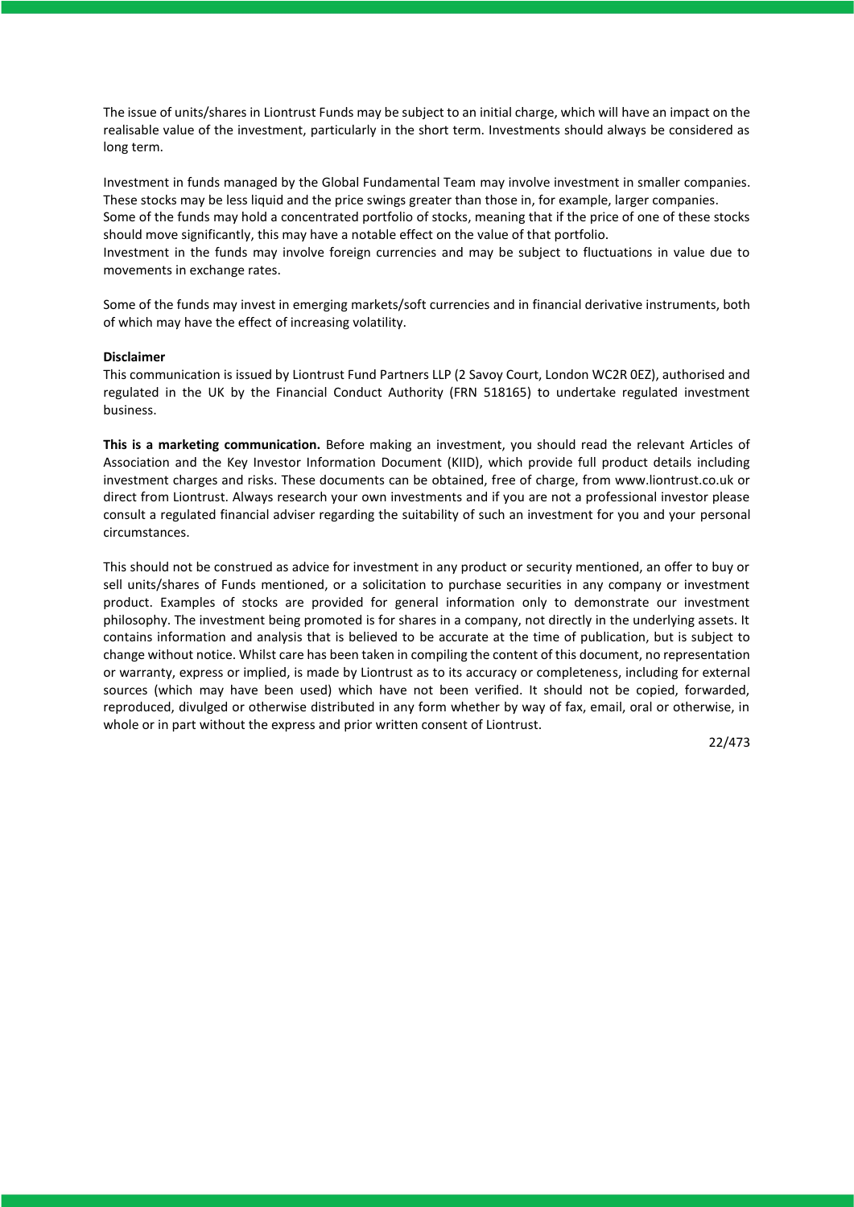The issue of units/shares in Liontrust Funds may be subject to an initial charge, which will have an impact on the realisable value of the investment, particularly in the short term. Investments should always be considered as long term.

Investment in funds managed by the Global Fundamental Team may involve investment in smaller companies. These stocks may be less liquid and the price swings greater than those in, for example, larger companies.
Some of the funds may hold a concentrated portfolio of stocks, meaning that if the price of one of these stocks should move significantly, this may have a notable effect on the value of that portfolio.
Investment in the funds may involve foreign currencies and may be subject to fluctuations in value due to movements in exchange rates.

Some of the funds may invest in emerging markets/soft currencies and in financial derivative instruments, both of which may have the effect of increasing volatility.

**Disclaimer**
This communication is issued by Liontrust Fund Partners LLP (2 Savoy Court, London WC2R 0EZ), authorised and regulated in the UK by the Financial Conduct Authority (FRN 518165) to undertake regulated investment business.

**This is a marketing communication.** Before making an investment, you should read the relevant Articles of Association and the Key Investor Information Document (KIID), which provide full product details including investment charges and risks. These documents can be obtained, free of charge, from www.liontrust.co.uk or direct from Liontrust. Always research your own investments and if you are not a professional investor please consult a regulated financial adviser regarding the suitability of such an investment for you and your personal circumstances.

This should not be construed as advice for investment in any product or security mentioned, an offer to buy or sell units/shares of Funds mentioned, or a solicitation to purchase securities in any company or investment product. Examples of stocks are provided for general information only to demonstrate our investment philosophy. The investment being promoted is for shares in a company, not directly in the underlying assets. It contains information and analysis that is believed to be accurate at the time of publication, but is subject to change without notice. Whilst care has been taken in compiling the content of this document, no representation or warranty, express or implied, is made by Liontrust as to its accuracy or completeness, including for external sources (which may have been used) which have not been verified. It should not be copied, forwarded, reproduced, divulged or otherwise distributed in any form whether by way of fax, email, oral or otherwise, in whole or in part without the express and prior written consent of Liontrust.

22/473